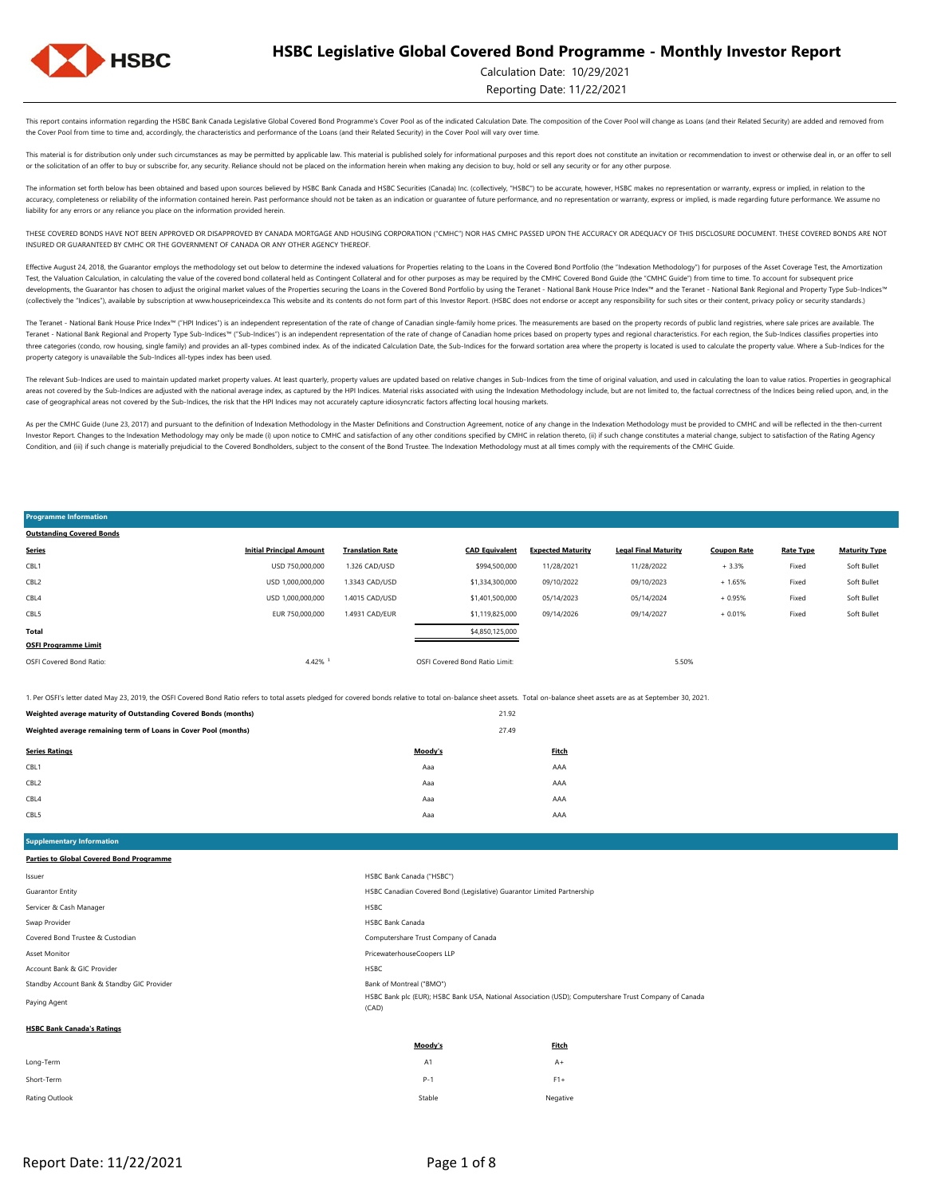# HSBC Legislative Global Covered Bond Programme - Monthly Investor Report

Calculation Date: 10/29/2021

Reporting Date: 11/22/2021

This report contains information regarding the HSBC Bank Canada Legislative Global Covered Bond Programme's Cover Pool as of the indicated Calculation Date. The composition of the Cover Pool will change as Loans (and their Related Security) are added and removed from the Cover Pool from time to time and, accordingly, the characteristics and performance of the Loans (and their Related Security) in the Cover Pool will vary over time.

This material is for distribution only under such circumstances as may be permitted by applicable law. This material is published solely for informational purposes and this report does not constitute an invitation or recommendation to invest or otherwise deal in, or an offer to sell or the solicitation of an offer to buy or subscribe for, any security. Reliance should not be placed on the information herein when making any decision to buy, hold or sell any security or for any other purpose.

The information set forth below has been obtained and based upon sources believed by HSBC Bank Canada and HSBC Securities (Canada) Inc. (collectively, "HSBC") to be accurate, however, HSBC makes no representation or warranty, express or implied, in relation to the accuracy, completeness or reliability of the information contained herein. Past performance should not be taken as an indication or guarantee of future performance, and no representation or warranty, express or implied, is made regarding future performance. We assume no liability for any errors or any reliance you place on the information provided herein.

THESE COVERED BONDS HAVE NOT BEEN APPROVED OR DISAPPROVED BY CANADA MORTGAGE AND HOUSING CORPORATION ("CMHC") NOR HAS CMHC PASSED UPON THE ACCURACY OR ADEQUACY OF THIS DISCLOSURE DOCUMENT. THESE COVERED BONDS ARE NOT INSURED OR GUARANTEED BY CMHC OR THE GOVERNMENT OF CANADA OR ANY OTHER AGENCY THEREOF.

Effective August 24, 2018, the Guarantor employs the methodology set out below to determine the indexed valuations for Properties relating to the Loans in the Covered Bond Portfolio (the "Indexation Methodology") for purposes of the Asset Coverage Test, the Amortization Test, the Valuation Calculation, in calculating the value of the covered bond collateral held as Contingent Collateral and for other purposes as may be required by the CMHC Covered Bond Guide (the "CMHC Guide") from time to time. To account for subsequent price developments, the Guarantor has chosen to adjust the original market values of the Properties securing the Loans in the Covered Bond Portfolio by using the Teranet - National Bank House Price Index™ and the Teranet - National Bank Regional and Property Type Sub-Indices™ (collectively the "Indices"), available by subscription at www.housepriceindex.ca This website and its contents do not form part of this Investor Report. (HSBC does not endorse or accept any responsibility for such sites or their content, privacy policy or security standards.)

The Teranet - National Bank House Price Index™ ("HPI Indices") is an independent representation of the rate of change of Canadian single-family home prices. The measurements are based on the property records of public land registries, where sale prices are available. The Teranet - National Bank Regional and Property Type Sub-Indices™ ("Sub-Indices") is an independent representation of the rate of change of Canadian home prices based on property types and regional characteristics. For each region, the Sub-Indices classifies properties into three categories (condo, row housing, single family) and provides an all-types combined index. As of the indicated Calculation Date, the Sub-Indices for the forward sortation area where the property is located is used to calculate the property value. Where a Sub-Indices for the property category is unavailable the Sub-Indices all-types index has been used.

The relevant Sub-Indices are used to maintain updated market property values. At least quarterly, property values are updated based on relative changes in Sub-Indices from the time of original valuation, and used in calculating the loan to value ratios. Properties in geographical areas not covered by the Sub-Indices are adjusted with the national average index, as captured by the HPI Indices. Material risks associated with using the Indexation Methodology include, but are not limited to, the factual correctness of the Indices being relied upon, and, in the case of geographical areas not covered by the Sub-Indices, the risk that the HPI Indices may not accurately capture idiosyncratic factors affecting local housing markets.

As per the CMHC Guide (June 23, 2017) and pursuant to the definition of Indexation Methodology in the Master Definitions and Construction Agreement, notice of any change in the Indexation Methodology must be provided to CMHC and will be reflected in the then-current Investor Report. Changes to the Indexation Methodology may only be made (i) upon notice to CMHC and satisfaction of any other conditions specified by CMHC in relation thereto, (ii) if such change constitutes a material change, subject to satisfaction of the Rating Agency Condition, and (iii) if such change is materially prejudicial to the Covered Bondholders, subject to the consent of the Bond Trustee. The Indexation Methodology must at all times comply with the requirements of the CMHC Guide.

## Programme Information

**Outstanding Covered Bonds**

| Series | Initial Principal Amount | Translation Rate | CAD Equivalent | Expected Maturity | Legal Final Maturity | Coupon Rate | Rate Type | Maturity Type |
|---|---|---|---|---|---|---|---|---|
| CBL1 | USD 750,000,000 | 1.326 CAD/USD | $994,500,000 | 11/28/2021 | 11/28/2022 | + 3.3% | Fixed | Soft Bullet |
| CBL2 | USD 1,000,000,000 | 1.3343 CAD/USD | $1,334,300,000 | 09/10/2022 | 09/10/2023 | + 1.65% | Fixed | Soft Bullet |
| CBL4 | USD 1,000,000,000 | 1.4015 CAD/USD | $1,401,500,000 | 05/14/2023 | 05/14/2024 | + 0.95% | Fixed | Soft Bullet |
| CBL5 | EUR 750,000,000 | 1.4931 CAD/EUR | $1,119,825,000 | 09/14/2026 | 09/14/2027 | + 0.01% | Fixed | Soft Bullet |
| **Total** | | | $4,850,125,000 | | | | | |

**OSFI Programme Limit**

| | | | |
|---|---|---|---|
| OSFI Covered Bond Ratio: | 4.42% [1] | OSFI Covered Bond Ratio Limit: | 5.50% |

1. Per OSFI's letter dated May 23, 2019, the OSFI Covered Bond Ratio refers to total assets pledged for covered bonds relative to total on-balance sheet assets. Total on-balance sheet assets are as at September 30, 2021.

| | |
|---|---|
| **Weighted average maturity of Outstanding Covered Bonds (months)** | 21.92 |
| **Weighted average remaining term of Loans in Cover Pool (months)** | 27.49 |

| Series Ratings | Moody's | Fitch |
|---|---|---|
| CBL1 | Aaa | AAA |
| CBL2 | Aaa | AAA |
| CBL4 | Aaa | AAA |
| CBL5 | Aaa | AAA |

## Supplementary Information

**Parties to Global Covered Bond Programme**

| | |
|---|---|
| Issuer | HSBC Bank Canada ("HSBC") |
| Guarantor Entity | HSBC Canadian Covered Bond (Legislative) Guarantor Limited Partnership |
| Servicer & Cash Manager | HSBC |
| Swap Provider | HSBC Bank Canada |
| Covered Bond Trustee & Custodian | Computershare Trust Company of Canada |
| Asset Monitor | PricewaterhouseCoopers LLP |
| Account Bank & GIC Provider | HSBC |
| Standby Account Bank & Standby GIC Provider | Bank of Montreal ("BMO") |
| Paying Agent | HSBC Bank plc (EUR); HSBC Bank USA, National Association (USD); Computershare Trust Company of Canada (CAD) |

**HSBC Bank Canada's Ratings**

| | Moody's | Fitch |
|---|---|---|
| Long-Term | A1 | A+ |
| Short-Term | P-1 | F1+ |
| Rating Outlook | Stable | Negative |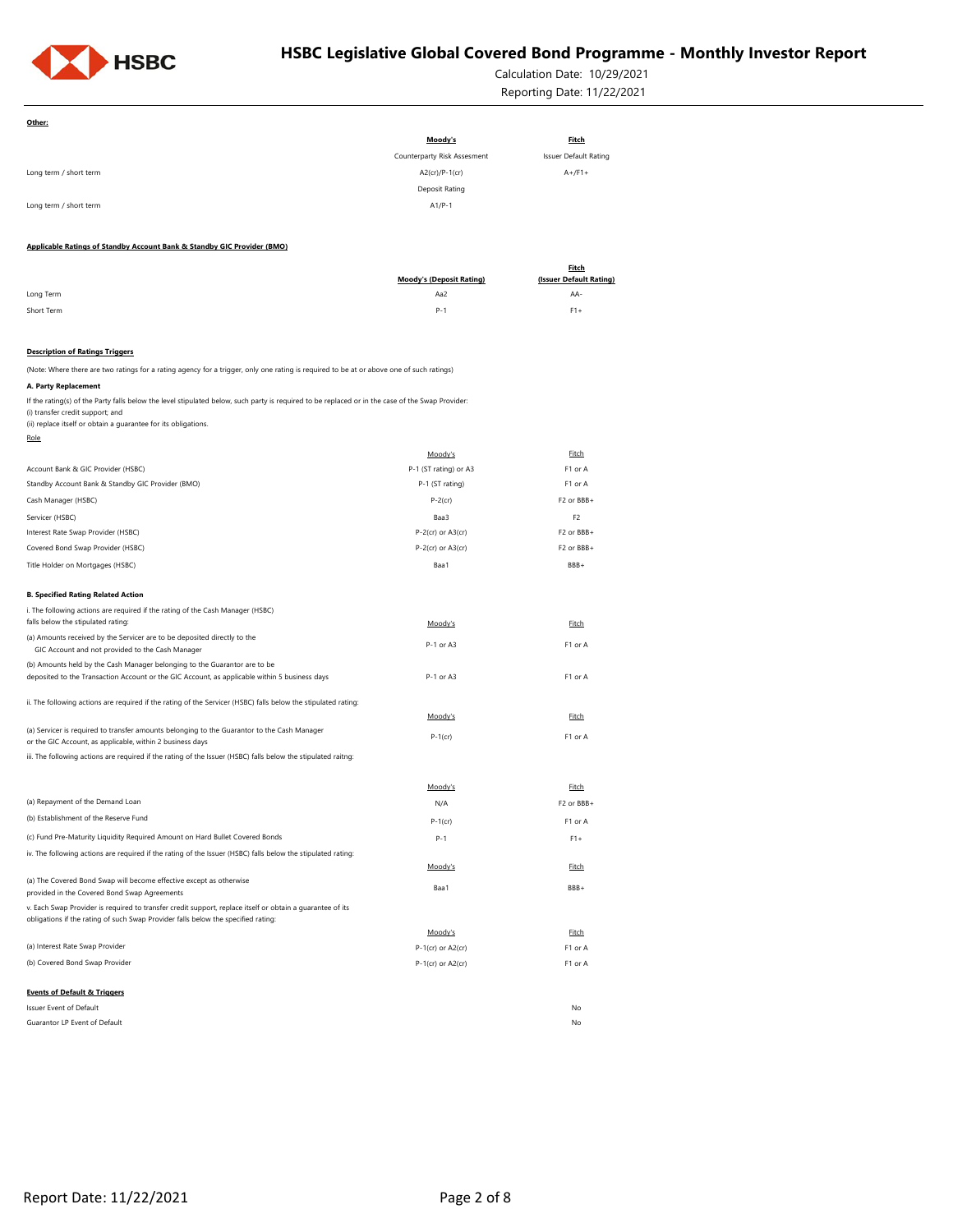**Other:**

| | Moody's | Fitch |
|---|---|---|
| | Counterparty Risk Assesment | Issuer Default Rating |
| Long term / short term | A2(cr)/P-1(cr) | A+/F1+ |
| | Deposit Rating | |
| Long term / short term | A1/P-1 | |

**Applicable Ratings of Standby Account Bank & Standby GIC Provider (BMO)**

| | Moody's (Deposit Rating) | Fitch (Issuer Default Rating) |
|---|---|---|
| Long Term | Aa2 | AA- |
| Short Term | P-1 | F1+ |

**Description of Ratings Triggers**

(Note: Where there are two ratings for a rating agency for a trigger, only one rating is required to be at or above one of such ratings)

**A. Party Replacement**

If the rating(s) of the Party falls below the level stipulated below, such party is required to be replaced or in the case of the Swap Provider:
(i) transfer credit support; and
(ii) replace itself or obtain a guarantee for its obligations.

| Role | Moody's | Fitch |
|---|---|---|
| Account Bank & GIC Provider (HSBC) | P-1 (ST rating) or A3 | F1 or A |
| Standby Account Bank & Standby GIC Provider (BMO) | P-1 (ST rating) | F1 or A |
| Cash Manager (HSBC) | P-2(cr) | F2 or BBB+ |
| Servicer (HSBC) | Baa3 | F2 |
| Interest Rate Swap Provider (HSBC) | P-2(cr) or A3(cr) | F2 or BBB+ |
| Covered Bond Swap Provider (HSBC) | P-2(cr) or A3(cr) | F2 or BBB+ |
| Title Holder on Mortgages (HSBC) | Baa1 | BBB+ |

**B. Specified Rating Related Action**

| i. The following actions are required if the rating of the Cash Manager (HSBC) falls below the stipulated rating: | Moody's | Fitch |
|---|---|---|
| (a) Amounts received by the Servicer are to be deposited directly to the GIC Account and not provided to the Cash Manager | P-1 or A3 | F1 or A |
| (b) Amounts held by the Cash Manager belonging to the Guarantor are to be deposited to the Transaction Account or the GIC Account, as applicable within 5 business days | P-1 or A3 | F1 or A |

| ii. The following actions are required if the rating of the Servicer (HSBC) falls below the stipulated rating: | Moody's | Fitch |
|---|---|---|
| (a) Servicer is required to transfer amounts belonging to the Guarantor to the Cash Manager or the GIC Account, as applicable, within 2 business days | P-1(cr) | F1 or A |

| iii. The following actions are required if the rating of the Issuer (HSBC) falls below the stipulated raitng: | Moody's | Fitch |
|---|---|---|
| (a) Repayment of the Demand Loan | N/A | F2 or BBB+ |
| (b) Establishment of the Reserve Fund | P-1(cr) | F1 or A |
| (c) Fund Pre-Maturity Liquidity Required Amount on Hard Bullet Covered Bonds | P-1 | F1+ |

| iv. The following actions are required if the rating of the Issuer (HSBC) falls below the stipulated rating: | Moody's | Fitch |
|---|---|---|
| (a) The Covered Bond Swap will become effective except as otherwise provided in the Covered Bond Swap Agreements | Baa1 | BBB+ |

| v. Each Swap Provider is required to transfer credit support, replace itself or obtain a guarantee of its obligations if the rating of such Swap Provider falls below the specified rating: | Moody's | Fitch |
|---|---|---|
| (a) Interest Rate Swap Provider | P-1(cr) or A2(cr) | F1 or A |
| (b) Covered Bond Swap Provider | P-1(cr) or A2(cr) | F1 or A |

**Events of Default & Triggers**

| | |
|---|---|
| Issuer Event of Default | No |
| Guarantor LP Event of Default | No |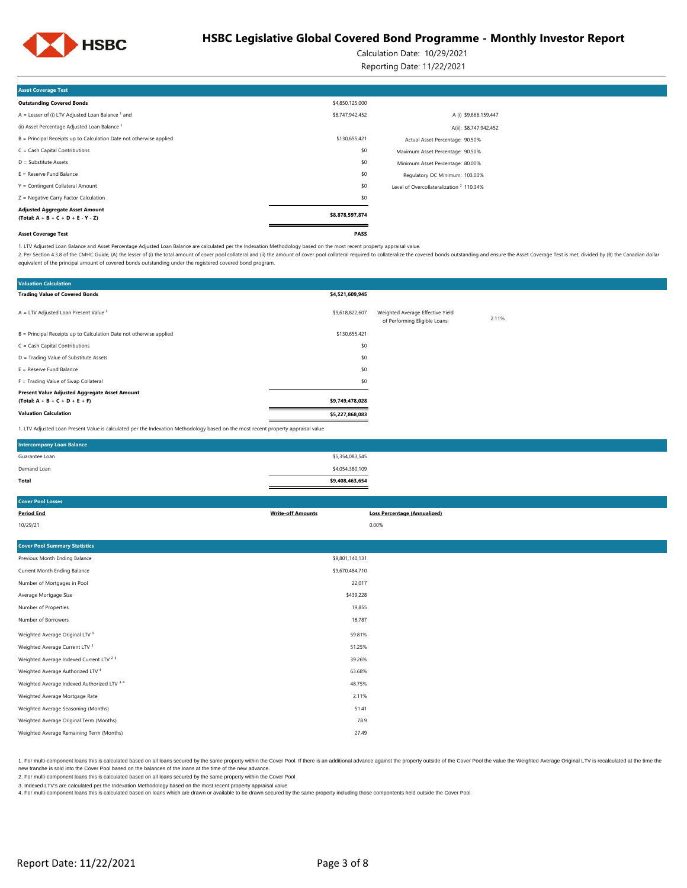# HSBC Legislative Global Covered Bond Programme - Monthly Investor Report

Calculation Date: 10/29/2021

Reporting Date: 11/22/2021

| Asset Coverage Test | | |
|---|---|---|
| **Outstanding Covered Bonds** | $4,850,125,000 | |
| A = Lesser of (i) LTV Adjusted Loan Balance [1] and | $8,747,942,452 | A (i) $9,666,159,447 |
| (ii) Asset Percentage Adjusted Loan Balance [1] | | A(ii): $8,747,942,452 |
| B = Principal Receipts up to Calculation Date not otherwise applied | $130,655,421 | Actual Asset Percentage: 90.50% |
| C = Cash Capital Contributions | $0 | Maximum Asset Percentage: 90.50% |
| D = Substitute Assets | $0 | Minimum Asset Percentage: 80.00% |
| E = Reserve Fund Balance | $0 | Regulatory OC Minimum: 103.00% |
| Y = Contingent Collateral Amount | $0 | Level of Overcollateralization [2] 110.34% |
| Z = Negative Carry Factor Calculation | $0 | |
| **Adjusted Aggregate Asset Amount (Total: A + B + C + D + E - Y - Z)** | **$8,878,597,874** | |
| **Asset Coverage Test** | **PASS** | |

1. LTV Adjusted Loan Balance and Asset Percentage Adjusted Loan Balance are calculated per the Indexation Methodology based on the most recent property appraisal value.

2. Per Section 4.3.8 of the CMHC Guide, (A) the lesser of (i) the total amount of cover pool collateral and (ii) the amount of cover pool collateral required to collateralize the covered bonds outstanding and ensure the Asset Coverage Test is met, divided by (B) the Canadian dollar equivalent of the principal amount of covered bonds outstanding under the registered covered bond program.

| Valuation Calculation | | | |
|---|---|---|---|
| **Trading Value of Covered Bonds** | **$4,521,609,945** | | |
| A = LTV Adjusted Loan Present Value [1] | $9,618,822,607 | Weighted Average Effective Yield of Performing Eligible Loans: | 2.11% |
| B = Principal Receipts up to Calculation Date not otherwise applied | $130,655,421 | | |
| C = Cash Capital Contributions | $0 | | |
| D = Trading Value of Substitute Assets | $0 | | |
| E = Reserve Fund Balance | $0 | | |
| F = Trading Value of Swap Collateral | $0 | | |
| **Present Value Adjusted Aggregate Asset Amount (Total: A + B + C + D + E + F)** | **$9,749,478,028** | | |
| **Valuation Calculation** | **$5,227,868,083** | | |

1. LTV Adjusted Loan Present Value is calculated per the Indexation Methodology based on the most recent property appraisal value

| Intercompany Loan Balance | |
|---|---|
| Guarantee Loan | $5,354,083,545 |
| Demand Loan | $4,054,380,109 |
| **Total** | **$9,408,463,654** |

| Cover Pool Losses | | |
|---|---|---|
| **Period End** | **Write-off Amounts** | **Loss Percentage (Annualized)** |
| 10/29/21 | | 0.00% |

| Cover Pool Summary Statistics | |
|---|---|
| Previous Month Ending Balance | $9,801,140,131 |
| Current Month Ending Balance | $9,670,484,710 |
| Number of Mortgages in Pool | 22,017 |
| Average Mortgage Size | $439,228 |
| Number of Properties | 19,855 |
| Number of Borrowers | 18,787 |
| Weighted Average Original LTV [1] | 59.81% |
| Weighted Average Current LTV [2] | 51.25% |
| Weighted Average Indexed Current LTV [2 3] | 39.26% |
| Weighted Average Authorized LTV [4] | 63.68% |
| Weighted Average Indexed Authorized LTV [3 4] | 48.75% |
| Weighted Average Mortgage Rate | 2.11% |
| Weighted Average Seasoning (Months) | 51.41 |
| Weighted Average Original Term (Months) | 78.9 |
| Weighted Average Remaining Term (Months) | 27.49 |

1. For multi-component loans this is calculated based on all loans secured by the same property within the Cover Pool. If there is an additional advance against the property outside of the Cover Pool the value the Weighted Average Original LTV is recalculated at the time the new tranche is sold into the Cover Pool based on the balances of the loans at the time of the new advance.

2. For multi-component loans this is calculated based on all loans secured by the same property within the Cover Pool

3. Indexed LTV's are calculated per the Indexation Methodology based on the most recent property appraisal value

4. For multi-component loans this is calculated based on loans which are drawn or available to be drawn secured by the same property including those compontents held outside the Cover Pool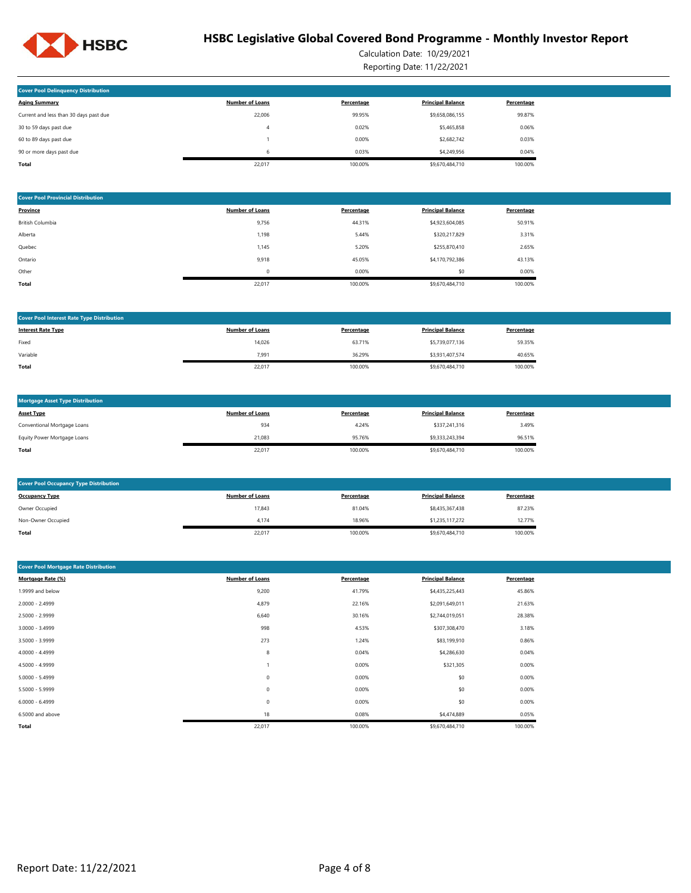# HSBC Legislative Global Covered Bond Programme - Monthly Investor Report

Calculation Date: 10/29/2021

Reporting Date: 11/22/2021

## Cover Pool Delinquency Distribution

| Aging Summary | Number of Loans | Percentage | Principal Balance | Percentage |
|---|---|---|---|---|
| Current and less than 30 days past due | 22,006 | 99.95% | $9,658,086,155 | 99.87% |
| 30 to 59 days past due | 4 | 0.02% | $5,465,858 | 0.06% |
| 60 to 89 days past due | 1 | 0.00% | $2,682,742 | 0.03% |
| 90 or more days past due | 6 | 0.03% | $4,249,956 | 0.04% |
| **Total** | 22,017 | 100.00% | $9,670,484,710 | 100.00% |

## Cover Pool Provincial Distribution

| Province | Number of Loans | Percentage | Principal Balance | Percentage |
|---|---|---|---|---|
| British Columbia | 9,756 | 44.31% | $4,923,604,085 | 50.91% |
| Alberta | 1,198 | 5.44% | $320,217,829 | 3.31% |
| Quebec | 1,145 | 5.20% | $255,870,410 | 2.65% |
| Ontario | 9,918 | 45.05% | $4,170,792,386 | 43.13% |
| Other | 0 | 0.00% | $0 | 0.00% |
| **Total** | 22,017 | 100.00% | $9,670,484,710 | 100.00% |

## Cover Pool Interest Rate Type Distribution

| Interest Rate Type | Number of Loans | Percentage | Principal Balance | Percentage |
|---|---|---|---|---|
| Fixed | 14,026 | 63.71% | $5,739,077,136 | 59.35% |
| Variable | 7,991 | 36.29% | $3,931,407,574 | 40.65% |
| **Total** | 22,017 | 100.00% | $9,670,484,710 | 100.00% |

## Mortgage Asset Type Distribution

| Asset Type | Number of Loans | Percentage | Principal Balance | Percentage |
|---|---|---|---|---|
| Conventional Mortgage Loans | 934 | 4.24% | $337,241,316 | 3.49% |
| Equity Power Mortgage Loans | 21,083 | 95.76% | $9,333,243,394 | 96.51% |
| **Total** | 22,017 | 100.00% | $9,670,484,710 | 100.00% |

## Cover Pool Occupancy Type Distribution

| Occupancy Type | Number of Loans | Percentage | Principal Balance | Percentage |
|---|---|---|---|---|
| Owner Occupied | 17,843 | 81.04% | $8,435,367,438 | 87.23% |
| Non-Owner Occupied | 4,174 | 18.96% | $1,235,117,272 | 12.77% |
| **Total** | 22,017 | 100.00% | $9,670,484,710 | 100.00% |

## Cover Pool Mortgage Rate Distribution

| Mortgage Rate (%) | Number of Loans | Percentage | Principal Balance | Percentage |
|---|---|---|---|---|
| 1.9999 and below | 9,200 | 41.79% | $4,435,225,443 | 45.86% |
| 2.0000 - 2.4999 | 4,879 | 22.16% | $2,091,649,011 | 21.63% |
| 2.5000 - 2.9999 | 6,640 | 30.16% | $2,744,019,051 | 28.38% |
| 3.0000 - 3.4999 | 998 | 4.53% | $307,308,470 | 3.18% |
| 3.5000 - 3.9999 | 273 | 1.24% | $83,199,910 | 0.86% |
| 4.0000 - 4.4999 | 8 | 0.04% | $4,286,630 | 0.04% |
| 4.5000 - 4.9999 | 1 | 0.00% | $321,305 | 0.00% |
| 5.0000 - 5.4999 | 0 | 0.00% | $0 | 0.00% |
| 5.5000 - 5.9999 | 0 | 0.00% | $0 | 0.00% |
| 6.0000 - 6.4999 | 0 | 0.00% | $0 | 0.00% |
| 6.5000 and above | 18 | 0.08% | $4,474,889 | 0.05% |
| **Total** | 22,017 | 100.00% | $9,670,484,710 | 100.00% |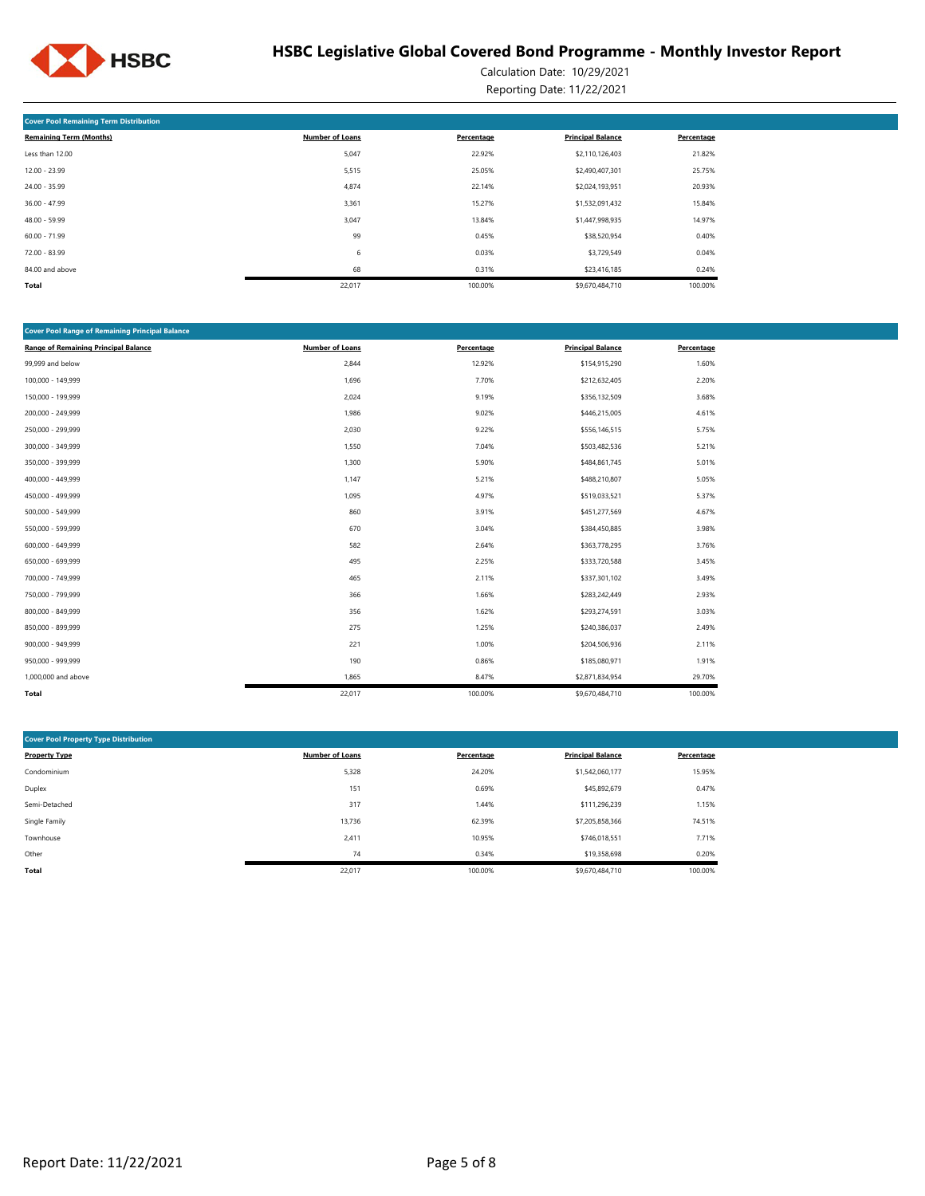# HSBC Legislative Global Covered Bond Programme - Monthly Investor Report

Calculation Date: 10/29/2021

Reporting Date: 11/22/2021

## Cover Pool Remaining Term Distribution

| Remaining Term (Months) | Number of Loans | Percentage | Principal Balance | Percentage |
|---|---|---|---|---|
| Less than 12.00 | 5,047 | 22.92% | $2,110,126,403 | 21.82% |
| 12.00 - 23.99 | 5,515 | 25.05% | $2,490,407,301 | 25.75% |
| 24.00 - 35.99 | 4,874 | 22.14% | $2,024,193,951 | 20.93% |
| 36.00 - 47.99 | 3,361 | 15.27% | $1,532,091,432 | 15.84% |
| 48.00 - 59.99 | 3,047 | 13.84% | $1,447,998,935 | 14.97% |
| 60.00 - 71.99 | 99 | 0.45% | $38,520,954 | 0.40% |
| 72.00 - 83.99 | 6 | 0.03% | $3,729,549 | 0.04% |
| 84.00 and above | 68 | 0.31% | $23,416,185 | 0.24% |
| **Total** | 22,017 | 100.00% | $9,670,484,710 | 100.00% |

## Cover Pool Range of Remaining Principal Balance

| Range of Remaining Principal Balance | Number of Loans | Percentage | Principal Balance | Percentage |
|---|---|---|---|---|
| 99,999 and below | 2,844 | 12.92% | $154,915,290 | 1.60% |
| 100,000 - 149,999 | 1,696 | 7.70% | $212,632,405 | 2.20% |
| 150,000 - 199,999 | 2,024 | 9.19% | $356,132,509 | 3.68% |
| 200,000 - 249,999 | 1,986 | 9.02% | $446,215,005 | 4.61% |
| 250,000 - 299,999 | 2,030 | 9.22% | $556,146,515 | 5.75% |
| 300,000 - 349,999 | 1,550 | 7.04% | $503,482,536 | 5.21% |
| 350,000 - 399,999 | 1,300 | 5.90% | $484,861,745 | 5.01% |
| 400,000 - 449,999 | 1,147 | 5.21% | $488,210,807 | 5.05% |
| 450,000 - 499,999 | 1,095 | 4.97% | $519,033,521 | 5.37% |
| 500,000 - 549,999 | 860 | 3.91% | $451,277,569 | 4.67% |
| 550,000 - 599,999 | 670 | 3.04% | $384,450,885 | 3.98% |
| 600,000 - 649,999 | 582 | 2.64% | $363,778,295 | 3.76% |
| 650,000 - 699,999 | 495 | 2.25% | $333,720,588 | 3.45% |
| 700,000 - 749,999 | 465 | 2.11% | $337,301,102 | 3.49% |
| 750,000 - 799,999 | 366 | 1.66% | $283,242,449 | 2.93% |
| 800,000 - 849,999 | 356 | 1.62% | $293,274,591 | 3.03% |
| 850,000 - 899,999 | 275 | 1.25% | $240,386,037 | 2.49% |
| 900,000 - 949,999 | 221 | 1.00% | $204,506,936 | 2.11% |
| 950,000 - 999,999 | 190 | 0.86% | $185,080,971 | 1.91% |
| 1,000,000 and above | 1,865 | 8.47% | $2,871,834,954 | 29.70% |
| **Total** | 22,017 | 100.00% | $9,670,484,710 | 100.00% |

## Cover Pool Property Type Distribution

| Property Type | Number of Loans | Percentage | Principal Balance | Percentage |
|---|---|---|---|---|
| Condominium | 5,328 | 24.20% | $1,542,060,177 | 15.95% |
| Duplex | 151 | 0.69% | $45,892,679 | 0.47% |
| Semi-Detached | 317 | 1.44% | $111,296,239 | 1.15% |
| Single Family | 13,736 | 62.39% | $7,205,858,366 | 74.51% |
| Townhouse | 2,411 | 10.95% | $746,018,551 | 7.71% |
| Other | 74 | 0.34% | $19,358,698 | 0.20% |
| **Total** | 22,017 | 100.00% | $9,670,484,710 | 100.00% |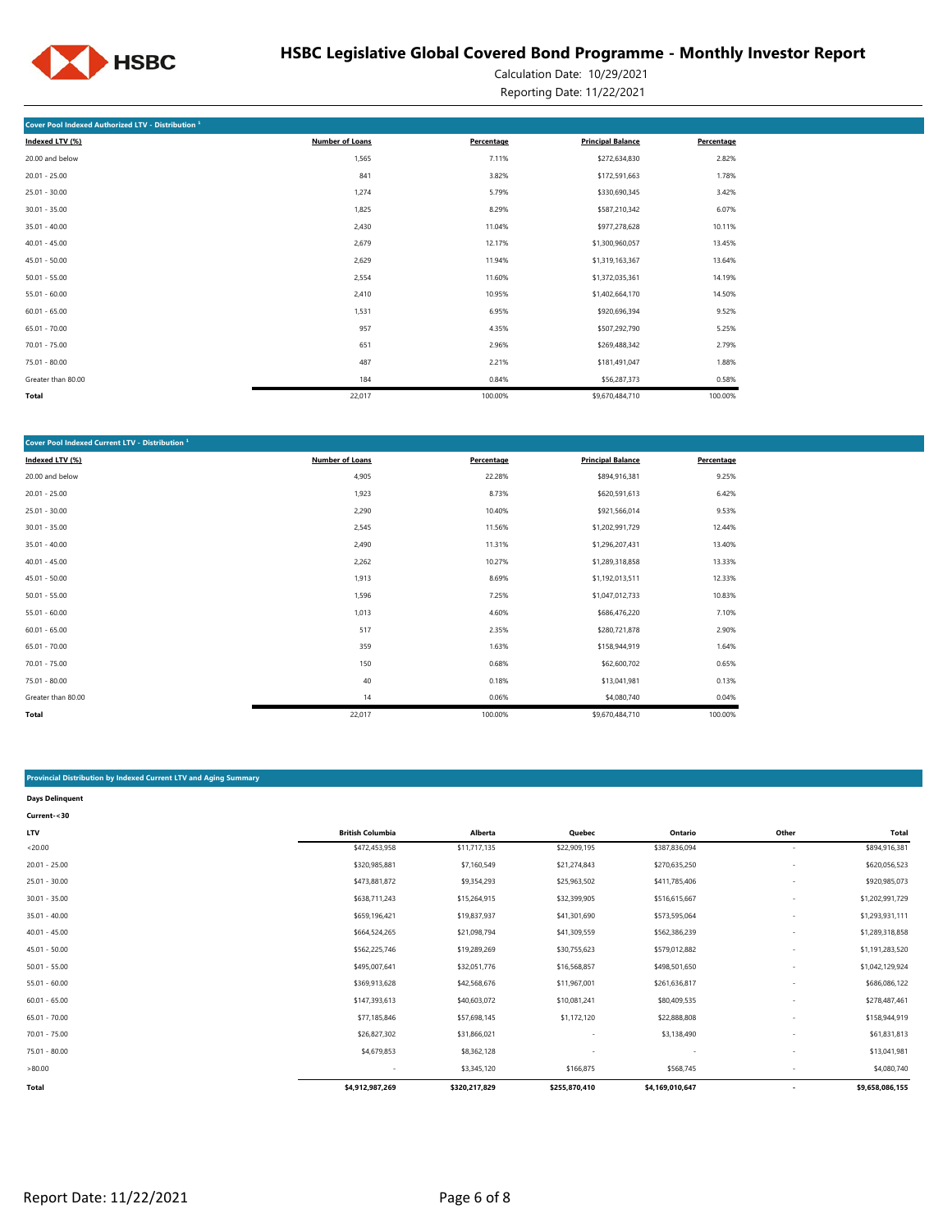# HSBC Legislative Global Covered Bond Programme - Monthly Investor Report

Calculation Date: 10/29/2021

Reporting Date: 11/22/2021

**Cover Pool Indexed Authorized LTV - Distribution [1]**

| Indexed LTV (%) | Number of Loans | Percentage | Principal Balance | Percentage |
|---|---|---|---|---|
| 20.00 and below | 1,565 | 7.11% | $272,634,830 | 2.82% |
| 20.01 - 25.00 | 841 | 3.82% | $172,591,663 | 1.78% |
| 25.01 - 30.00 | 1,274 | 5.79% | $330,690,345 | 3.42% |
| 30.01 - 35.00 | 1,825 | 8.29% | $587,210,342 | 6.07% |
| 35.01 - 40.00 | 2,430 | 11.04% | $977,278,628 | 10.11% |
| 40.01 - 45.00 | 2,679 | 12.17% | $1,300,960,057 | 13.45% |
| 45.01 - 50.00 | 2,629 | 11.94% | $1,319,163,367 | 13.64% |
| 50.01 - 55.00 | 2,554 | 11.60% | $1,372,035,361 | 14.19% |
| 55.01 - 60.00 | 2,410 | 10.95% | $1,402,664,170 | 14.50% |
| 60.01 - 65.00 | 1,531 | 6.95% | $920,696,394 | 9.52% |
| 65.01 - 70.00 | 957 | 4.35% | $507,292,790 | 5.25% |
| 70.01 - 75.00 | 651 | 2.96% | $269,488,342 | 2.79% |
| 75.01 - 80.00 | 487 | 2.21% | $181,491,047 | 1.88% |
| Greater than 80.00 | 184 | 0.84% | $56,287,373 | 0.58% |
| **Total** | 22,017 | 100.00% | $9,670,484,710 | 100.00% |

**Cover Pool Indexed Current LTV - Distribution [1]**

| Indexed LTV (%) | Number of Loans | Percentage | Principal Balance | Percentage |
|---|---|---|---|---|
| 20.00 and below | 4,905 | 22.28% | $894,916,381 | 9.25% |
| 20.01 - 25.00 | 1,923 | 8.73% | $620,591,613 | 6.42% |
| 25.01 - 30.00 | 2,290 | 10.40% | $921,566,014 | 9.53% |
| 30.01 - 35.00 | 2,545 | 11.56% | $1,202,991,729 | 12.44% |
| 35.01 - 40.00 | 2,490 | 11.31% | $1,296,207,431 | 13.40% |
| 40.01 - 45.00 | 2,262 | 10.27% | $1,289,318,858 | 13.33% |
| 45.01 - 50.00 | 1,913 | 8.69% | $1,192,013,511 | 12.33% |
| 50.01 - 55.00 | 1,596 | 7.25% | $1,047,012,733 | 10.83% |
| 55.01 - 60.00 | 1,013 | 4.60% | $686,476,220 | 7.10% |
| 60.01 - 65.00 | 517 | 2.35% | $280,721,878 | 2.90% |
| 65.01 - 70.00 | 359 | 1.63% | $158,944,919 | 1.64% |
| 70.01 - 75.00 | 150 | 0.68% | $62,600,702 | 0.65% |
| 75.01 - 80.00 | 40 | 0.18% | $13,041,981 | 0.13% |
| Greater than 80.00 | 14 | 0.06% | $4,080,740 | 0.04% |
| **Total** | 22,017 | 100.00% | $9,670,484,710 | 100.00% |

**Provincial Distribution by Indexed Current LTV and Aging Summary**

**Days Delinquent**

**Current-<30**

| LTV | British Columbia | Alberta | Quebec | Ontario | Other | Total |
|---|---|---|---|---|---|---|
| <20.00 | $472,453,958 | $11,717,135 | $22,909,195 | $387,836,094 | - | $894,916,381 |
| 20.01 - 25.00 | $320,985,881 | $7,160,549 | $21,274,843 | $270,635,250 | - | $620,056,523 |
| 25.01 - 30.00 | $473,881,872 | $9,354,293 | $25,963,502 | $411,785,406 | - | $920,985,073 |
| 30.01 - 35.00 | $638,711,243 | $15,264,915 | $32,399,905 | $516,615,667 | - | $1,202,991,729 |
| 35.01 - 40.00 | $659,196,421 | $19,837,937 | $41,301,690 | $573,595,064 | - | $1,293,931,111 |
| 40.01 - 45.00 | $664,524,265 | $21,098,794 | $41,309,559 | $562,386,239 | - | $1,289,318,858 |
| 45.01 - 50.00 | $562,225,746 | $19,289,269 | $30,755,623 | $579,012,882 | - | $1,191,283,520 |
| 50.01 - 55.00 | $495,007,641 | $32,051,776 | $16,568,857 | $498,501,650 | - | $1,042,129,924 |
| 55.01 - 60.00 | $369,913,628 | $42,568,676 | $11,967,001 | $261,636,817 | - | $686,086,122 |
| 60.01 - 65.00 | $147,393,613 | $40,603,072 | $10,081,241 | $80,409,535 | - | $278,487,461 |
| 65.01 - 70.00 | $77,185,846 | $57,698,145 | $1,172,120 | $22,888,808 | - | $158,944,919 |
| 70.01 - 75.00 | $26,827,302 | $31,866,021 | - | $3,138,490 | - | $61,831,813 |
| 75.01 - 80.00 | $4,679,853 | $8,362,128 | - | - | - | $13,041,981 |
| >80.00 | - | $3,345,120 | $166,875 | $568,745 | - | $4,080,740 |
| **Total** | **$4,912,987,269** | **$320,217,829** | **$255,870,410** | **$4,169,010,647** | **-** | **$9,658,086,155** |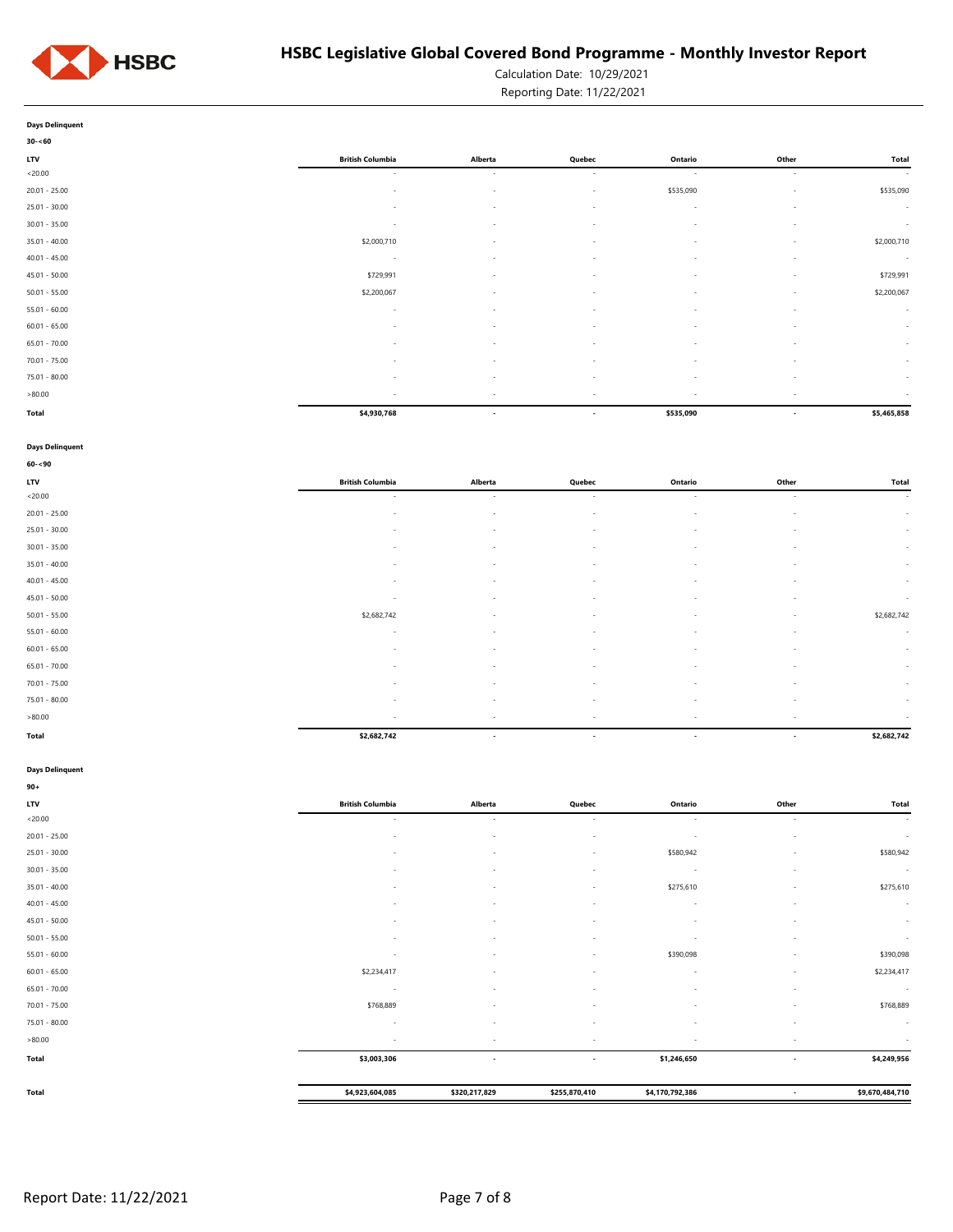**Days Delinquent**

**30-<60**

| LTV | British Columbia | Alberta | Quebec | Ontario | Other | Total |
|---|---|---|---|---|---|---|
| <20.00 | - | - | - | - | - | - |
| 20.01 - 25.00 | - | - | - | $535,090 | - | $535,090 |
| 25.01 - 30.00 | - | - | - | - | - | - |
| 30.01 - 35.00 | - | - | - | - | - | - |
| 35.01 - 40.00 | $2,000,710 | - | - | - | - | $2,000,710 |
| 40.01 - 45.00 | - | - | - | - | - | - |
| 45.01 - 50.00 | $729,991 | - | - | - | - | $729,991 |
| 50.01 - 55.00 | $2,200,067 | - | - | - | - | $2,200,067 |
| 55.01 - 60.00 | - | - | - | - | - | - |
| 60.01 - 65.00 | - | - | - | - | - | - |
| 65.01 - 70.00 | - | - | - | - | - | - |
| 70.01 - 75.00 | - | - | - | - | - | - |
| 75.01 - 80.00 | - | - | - | - | - | - |
| >80.00 | - | - | - | - | - | - |
| **Total** | **$4,930,768** | **-** | **-** | **$535,090** | **-** | **$5,465,858** |

**Days Delinquent**

**60-<90**

| LTV | British Columbia | Alberta | Quebec | Ontario | Other | Total |
|---|---|---|---|---|---|---|
| <20.00 | - | - | - | - | - | - |
| 20.01 - 25.00 | - | - | - | - | - | - |
| 25.01 - 30.00 | - | - | - | - | - | - |
| 30.01 - 35.00 | - | - | - | - | - | - |
| 35.01 - 40.00 | - | - | - | - | - | - |
| 40.01 - 45.00 | - | - | - | - | - | - |
| 45.01 - 50.00 | - | - | - | - | - | - |
| 50.01 - 55.00 | $2,682,742 | - | - | - | - | $2,682,742 |
| 55.01 - 60.00 | - | - | - | - | - | - |
| 60.01 - 65.00 | - | - | - | - | - | - |
| 65.01 - 70.00 | - | - | - | - | - | - |
| 70.01 - 75.00 | - | - | - | - | - | - |
| 75.01 - 80.00 | - | - | - | - | - | - |
| >80.00 | - | - | - | - | - | - |
| **Total** | **$2,682,742** | **-** | **-** | **-** | **-** | **$2,682,742** |

**Days Delinquent**

**90+**

| LTV | British Columbia | Alberta | Quebec | Ontario | Other | Total |
|---|---|---|---|---|---|---|
| <20.00 | - | - | - | - | - | - |
| 20.01 - 25.00 | - | - | - | - | - | - |
| 25.01 - 30.00 | - | - | - | $580,942 | - | $580,942 |
| 30.01 - 35.00 | - | - | - | - | - | - |
| 35.01 - 40.00 | - | - | - | $275,610 | - | $275,610 |
| 40.01 - 45.00 | - | - | - | - | - | - |
| 45.01 - 50.00 | - | - | - | - | - | - |
| 50.01 - 55.00 | - | - | - | - | - | - |
| 55.01 - 60.00 | - | - | - | $390,098 | - | $390,098 |
| 60.01 - 65.00 | $2,234,417 | - | - | - | - | $2,234,417 |
| 65.01 - 70.00 | - | - | - | - | - | - |
| 70.01 - 75.00 | $768,889 | - | - | - | - | $768,889 |
| 75.01 - 80.00 | - | - | - | - | - | - |
| >80.00 | - | - | - | - | - | - |
| **Total** | **$3,003,306** | **-** | **-** | **$1,246,650** | **-** | **$4,249,956** |
| | | | | | | |
| **Total** | **$4,923,604,085** | **$320,217,829** | **$255,870,410** | **$4,170,792,386** | **-** | **$9,670,484,710** |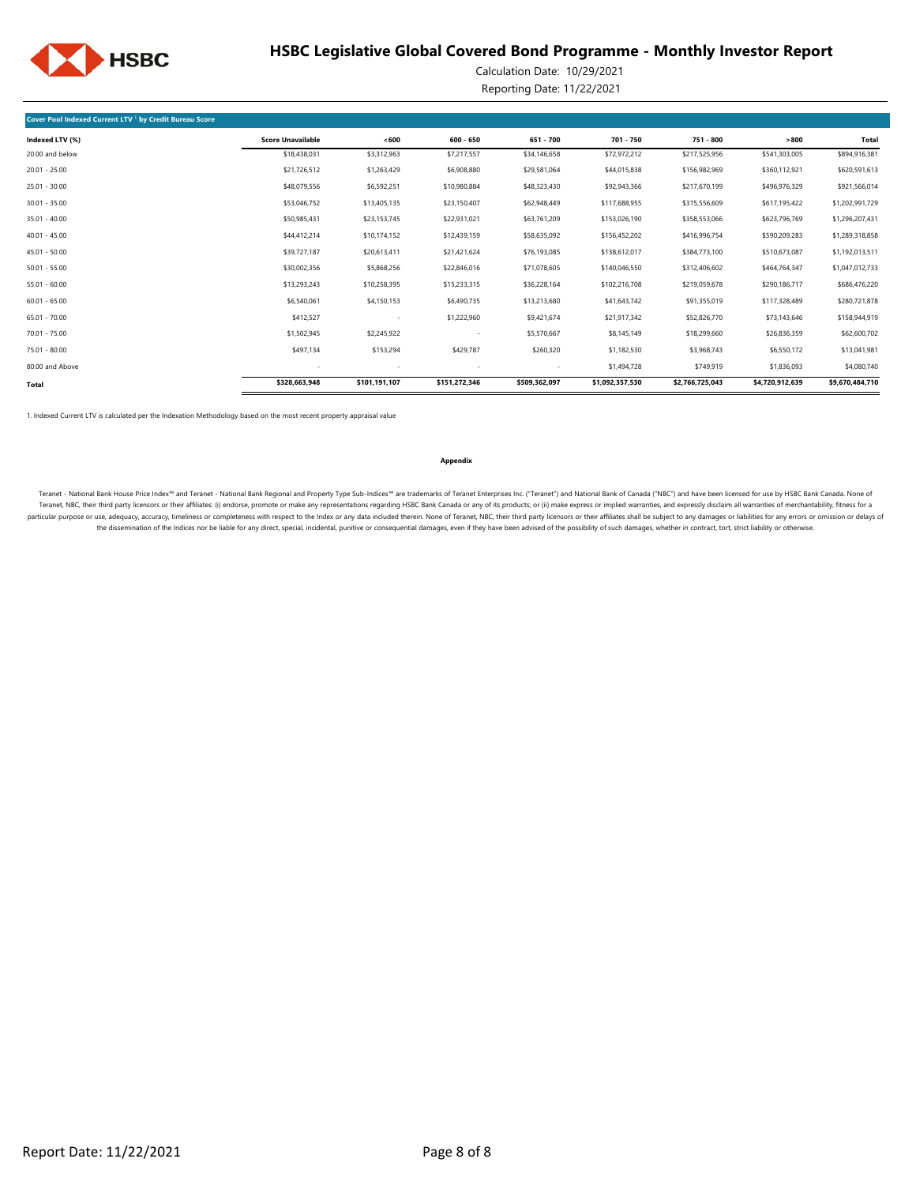# HSBC Legislative Global Covered Bond Programme - Monthly Investor Report

Calculation Date: 10/29/2021

Reporting Date: 11/22/2021

**Cover Pool Indexed Current LTV [1] by Credit Bureau Score**

| Indexed LTV (%) | Score Unavailable | <600 | 600 - 650 | 651 - 700 | 701 - 750 | 751 - 800 | >800 | Total |
|---|---|---|---|---|---|---|---|---|
| 20.00 and below | $18,438,031 | $3,312,963 | $7,217,557 | $34,146,658 | $72,972,212 | $217,525,956 | $541,303,005 | $894,916,381 |
| 20.01 - 25.00 | $21,726,512 | $1,263,429 | $6,908,880 | $29,581,064 | $44,015,838 | $156,982,969 | $360,112,921 | $620,591,613 |
| 25.01 - 30.00 | $48,079,556 | $6,592,251 | $10,980,884 | $48,323,430 | $92,943,366 | $217,670,199 | $496,976,329 | $921,566,014 |
| 30.01 - 35.00 | $53,046,752 | $13,405,135 | $23,150,407 | $62,948,449 | $117,688,955 | $315,556,609 | $617,195,422 | $1,202,991,729 |
| 35.01 - 40.00 | $50,985,431 | $23,153,745 | $22,931,021 | $63,761,209 | $153,026,190 | $358,553,066 | $623,796,769 | $1,296,207,431 |
| 40.01 - 45.00 | $44,412,214 | $10,174,152 | $12,439,159 | $58,635,092 | $156,452,202 | $416,996,754 | $590,209,283 | $1,289,318,858 |
| 45.01 - 50.00 | $39,727,187 | $20,613,411 | $21,421,624 | $76,193,085 | $138,612,017 | $384,773,100 | $510,673,087 | $1,192,013,511 |
| 50.01 - 55.00 | $30,002,356 | $5,868,256 | $22,846,016 | $71,078,605 | $140,046,550 | $312,406,602 | $464,764,347 | $1,047,012,733 |
| 55.01 - 60.00 | $13,293,243 | $10,258,395 | $15,233,315 | $36,228,164 | $102,216,708 | $219,059,678 | $290,186,717 | $686,476,220 |
| 60.01 - 65.00 | $6,540,061 | $4,150,153 | $6,490,735 | $13,213,680 | $41,643,742 | $91,355,019 | $117,328,489 | $280,721,878 |
| 65.01 - 70.00 | $412,527 | - | $1,222,960 | $9,421,674 | $21,917,342 | $52,826,770 | $73,143,646 | $158,944,919 |
| 70.01 - 75.00 | $1,502,945 | $2,245,922 | - | $5,570,667 | $8,145,149 | $18,299,660 | $26,836,359 | $62,600,702 |
| 75.01 - 80.00 | $497,134 | $153,294 | $429,787 | $260,320 | $1,182,530 | $3,968,743 | $6,550,172 | $13,041,981 |
| 80.00 and Above | - | - | - | - | $1,494,728 | $749,919 | $1,836,093 | $4,080,740 |
| **Total** | **$328,663,948** | **$101,191,107** | **$151,272,346** | **$509,362,097** | **$1,092,357,530** | **$2,766,725,043** | **$4,720,912,639** | **$9,670,484,710** |

1. Indexed Current LTV is calculated per the Indexation Methodology based on the most recent property appraisal value

**Appendix**

Teranet - National Bank House Price Index™ and Teranet - National Bank Regional and Property Type Sub-Indices™ are trademarks of Teranet Enterprises Inc. ("Teranet") and National Bank of Canada ("NBC") and have been licensed for use by HSBC Bank Canada. None of Teranet, NBC, their third party licensors or their affiliates: (i) endorse, promote or make any representations regarding HSBC Bank Canada or any of its products; or (ii) make express or implied warranties, and expressly disclaim all warranties of merchantability, fitness for a particular purpose or use, adequacy, accuracy, timeliness or completeness with respect to the Index or any data included therein. None of Teranet, NBC, their third party licensors or their affiliates shall be subject to any damages or liabilities for any errors or omission or delays of the dissemination of the Indices nor be liable for any direct, special, incidental, punitive or consequential damages, even if they have been advised of the possibility of such damages, whether in contract, tort, strict liability or otherwise.